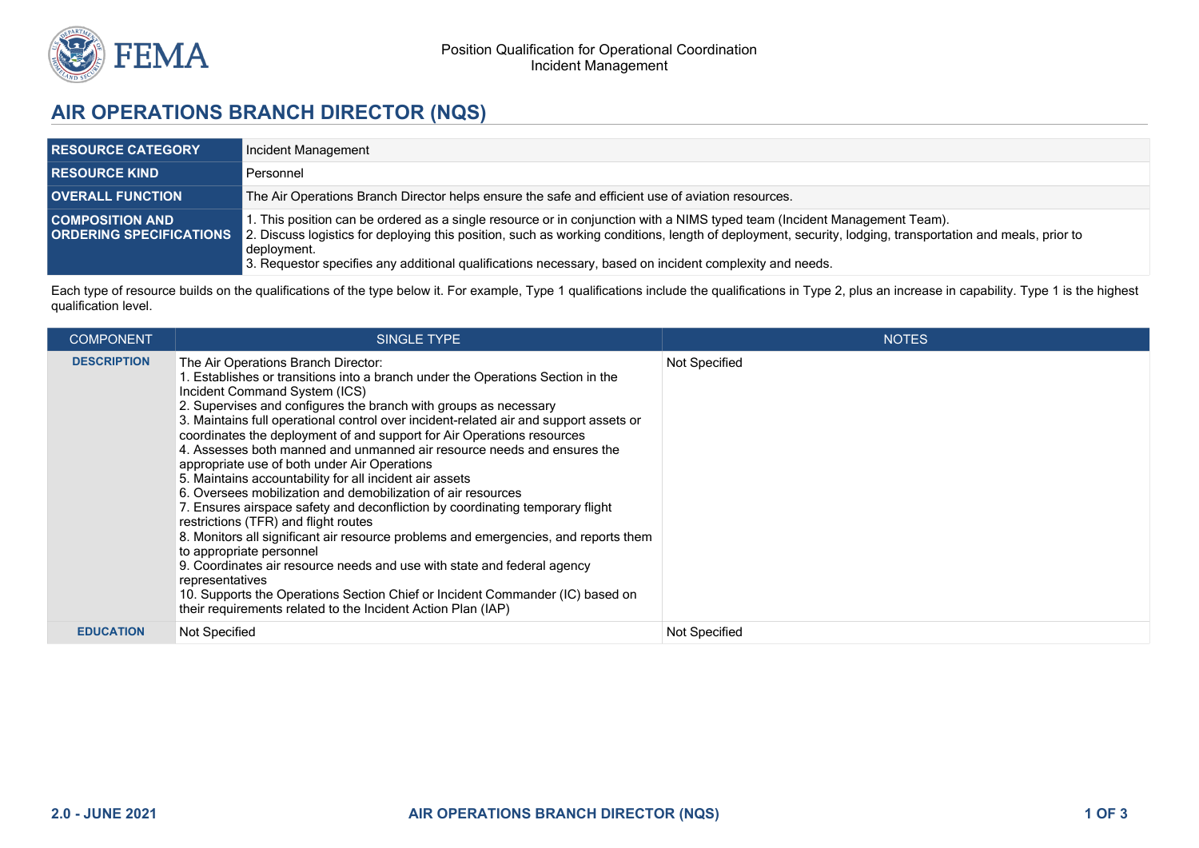Position Qualification for Operational Coordination
Incident Management

# AIR OPERATIONS BRANCH DIRECTOR (NQS)

| | |
|---|---|
| **RESOURCE CATEGORY** | Incident Management |
| **RESOURCE KIND** | Personnel |
| **OVERALL FUNCTION** | The Air Operations Branch Director helps ensure the safe and efficient use of aviation resources. |
| **COMPOSITION AND ORDERING SPECIFICATIONS** | 1. This position can be ordered as a single resource or in conjunction with a NIMS typed team (Incident Management Team).<br>2. Discuss logistics for deploying this position, such as working conditions, length of deployment, security, lodging, transportation and meals, prior to deployment.<br>3. Requestor specifies any additional qualifications necessary, based on incident complexity and needs. |

Each type of resource builds on the qualifications of the type below it. For example, Type 1 qualifications include the qualifications in Type 2, plus an increase in capability. Type 1 is the highest qualification level.

| COMPONENT | SINGLE TYPE | NOTES |
|---|---|---|
| **DESCRIPTION** | The Air Operations Branch Director:<br>1. Establishes or transitions into a branch under the Operations Section in the Incident Command System (ICS)<br>2. Supervises and configures the branch with groups as necessary<br>3. Maintains full operational control over incident-related air and support assets or coordinates the deployment of and support for Air Operations resources<br>4. Assesses both manned and unmanned air resource needs and ensures the appropriate use of both under Air Operations<br>5. Maintains accountability for all incident air assets<br>6. Oversees mobilization and demobilization of air resources<br>7. Ensures airspace safety and deconfliction by coordinating temporary flight restrictions (TFR) and flight routes<br>8. Monitors all significant air resource problems and emergencies, and reports them to appropriate personnel<br>9. Coordinates air resource needs and use with state and federal agency representatives<br>10. Supports the Operations Section Chief or Incident Commander (IC) based on their requirements related to the Incident Action Plan (IAP) | Not Specified |
| **EDUCATION** | Not Specified | Not Specified |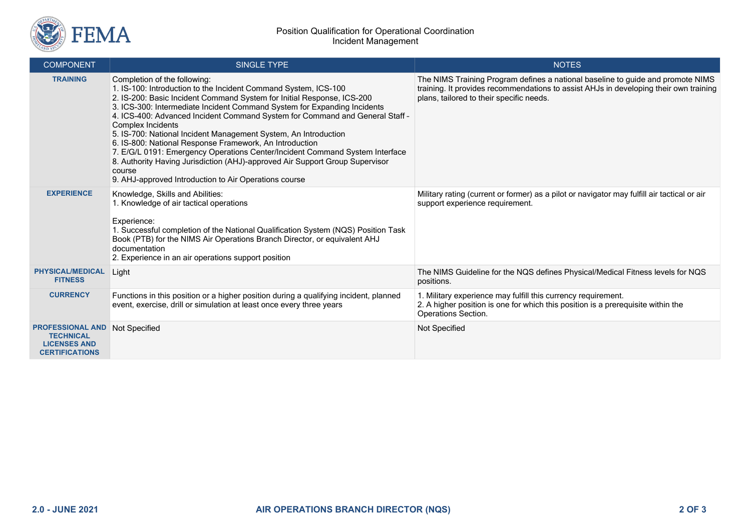Position Qualification for Operational Coordination
Incident Management

| COMPONENT | SINGLE TYPE | NOTES |
|---|---|---|
| **TRAINING** | Completion of the following:<br>1. IS-100: Introduction to the Incident Command System, ICS-100<br>2. IS-200: Basic Incident Command System for Initial Response, ICS-200<br>3. ICS-300: Intermediate Incident Command System for Expanding Incidents<br>4. ICS-400: Advanced Incident Command System for Command and General Staff - Complex Incidents<br>5. IS-700: National Incident Management System, An Introduction<br>6. IS-800: National Response Framework, An Introduction<br>7. E/G/L 0191: Emergency Operations Center/Incident Command System Interface<br>8. Authority Having Jurisdiction (AHJ)-approved Air Support Group Supervisor course<br>9. AHJ-approved Introduction to Air Operations course | The NIMS Training Program defines a national baseline to guide and promote NIMS training. It provides recommendations to assist AHJs in developing their own training plans, tailored to their specific needs. |
| **EXPERIENCE** | Knowledge, Skills and Abilities:<br>1. Knowledge of air tactical operations<br><br>Experience:<br>1. Successful completion of the National Qualification System (NQS) Position Task Book (PTB) for the NIMS Air Operations Branch Director, or equivalent AHJ documentation<br>2. Experience in an air operations support position | Military rating (current or former) as a pilot or navigator may fulfill air tactical or air support experience requirement. |
| **PHYSICAL/MEDICAL FITNESS** | Light | The NIMS Guideline for the NQS defines Physical/Medical Fitness levels for NQS positions. |
| **CURRENCY** | Functions in this position or a higher position during a qualifying incident, planned event, exercise, drill or simulation at least once every three years | 1. Military experience may fulfill this currency requirement.<br>2. A higher position is one for which this position is a prerequisite within the Operations Section. |
| **PROFESSIONAL AND TECHNICAL LICENSES AND CERTIFICATIONS** | Not Specified | Not Specified |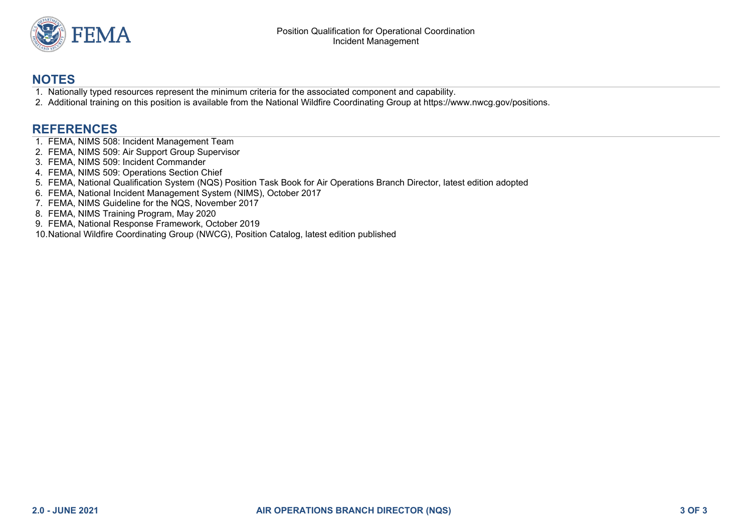## NOTES

1. Nationally typed resources represent the minimum criteria for the associated component and capability.
2. Additional training on this position is available from the National Wildfire Coordinating Group at https://www.nwcg.gov/positions.

## REFERENCES

1. FEMA, NIMS 508: Incident Management Team
2. FEMA, NIMS 509: Air Support Group Supervisor
3. FEMA, NIMS 509: Incident Commander
4. FEMA, NIMS 509: Operations Section Chief
5. FEMA, National Qualification System (NQS) Position Task Book for Air Operations Branch Director, latest edition adopted
6. FEMA, National Incident Management System (NIMS), October 2017
7. FEMA, NIMS Guideline for the NQS, November 2017
8. FEMA, NIMS Training Program, May 2020
9. FEMA, National Response Framework, October 2019
10. National Wildfire Coordinating Group (NWCG), Position Catalog, latest edition published